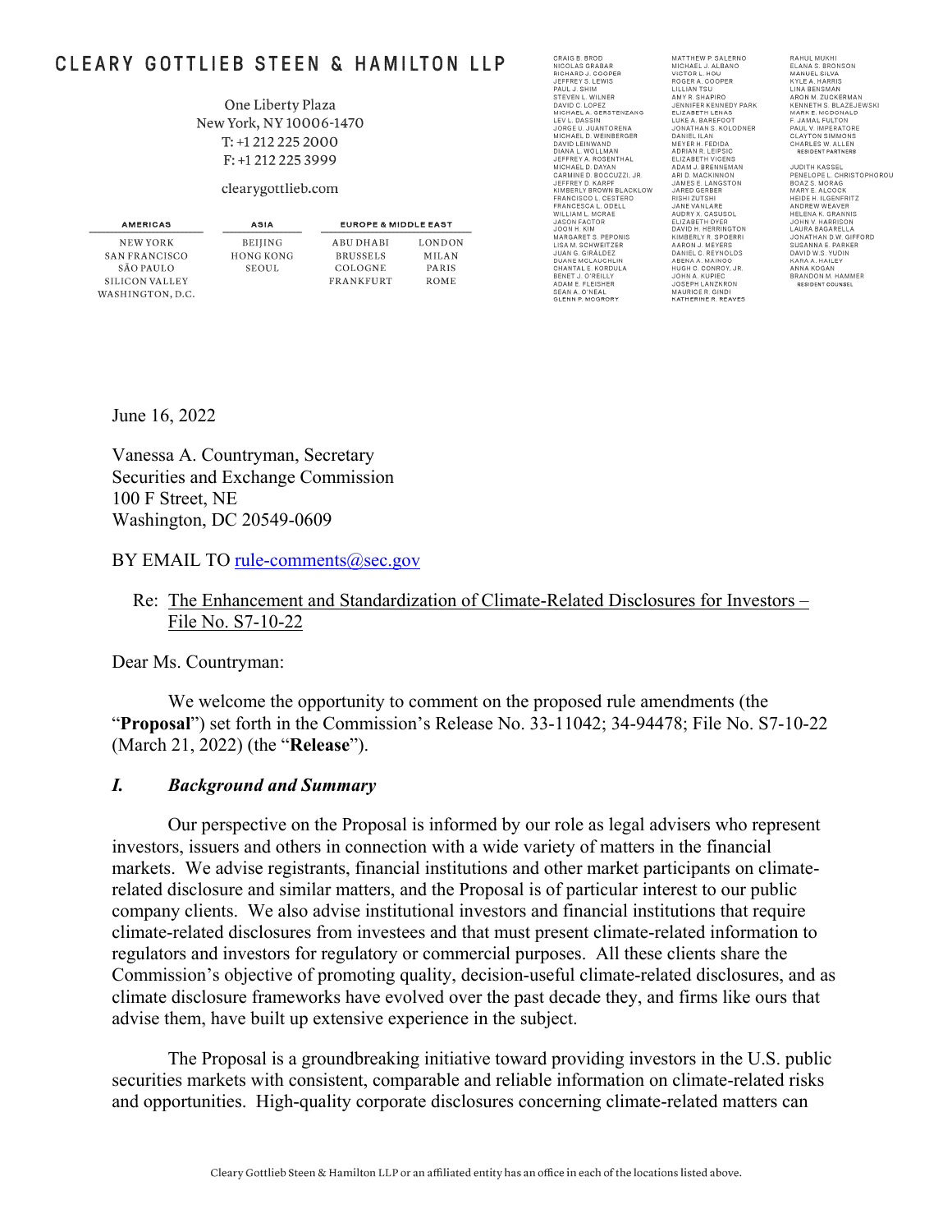# CLEARY GOTTLIEB STEEN & HAMILTON LLP

One Liberty Plaza
New York, NY 10006-1470
T: +1 212 225 2000
F: +1 212 225 3999

clearygottlieb.com

| AMERICAS | ASIA | EUROPE & MIDDLE EAST | |
|---|---|---|---|
| NEW YORK | BEIJING | ABU DHABI | LONDON |
| SAN FRANCISCO | HONG KONG | BRUSSELS | MILAN |
| SÃO PAULO | SEOUL | COLOGNE | PARIS |
| SILICON VALLEY | | FRANKFURT | ROME |
| WASHINGTON, D.C. | | | |

CRAIG B. BROD
NICOLAS GRABAR
RICHARD J. COOPER
JEFFREY S. LEWIS
PAUL J. SHIM
STEVEN L. WILNER
DAVID C. LOPEZ
MICHAEL A. GERSTENZANG
LEV L. DASSIN
JORGE U. JUANTORENA
MICHAEL D. WEINBERGER
DAVID LEINWAND
DIANA L. WOLLMAN
JEFFREY A. ROSENTHAL
MICHAEL D. DAYAN
CARMINE D. BOCCUZZI, JR.
JEFFREY D. KARPF
KIMBERLY BROWN BLACKLOW
FRANCISCO L. CESTERO
FRANCESCA L. ODELL
WILLIAM L. MCRAE
JASON FACTOR
JOON H. KIM
MARGARET S. PEPONIS
LISA M. SCHWEITZER
JUAN G. GIRÁLDEZ
DUANE MCLAUGHLIN
CHANTAL E. KORDULA
BENET J. O'REILLY
ADAM E. FLEISHER
SEAN A. O'NEAL
GLENN P. MCGRORY
MATTHEW P. SALERNO
MICHAEL J. ALBANO
VICTOR L. HOU
ROGER A. COOPER
LILLIAN TSU
AMY R. SHAPIRO
JENNIFER KENNEDY PARK
ELIZABETH LENAS
LUKE A. BAREFOOT
JONATHAN S. KOLODNER
DANIEL ILAN
MEYER H. FEDIDA
ADRIAN R. LEIPSIC
ELIZABETH VICENS
ADAM J. BRENNEMAN
ARI D. MACKINNON
JAMES E. LANGSTON
JARED GERBER
RISHI ZUTSHI
JANE VANLARE
AUDRY X. CASUSOL
ELIZABETH DYER
DAVID H. HERRINGTON
KIMBERLY R. SPOERRI
AARON J. MEYERS
DANIEL C. REYNOLDS
ABENA A. MAINOO
HUGH C. CONROY, JR.
JOHN A. KUPIEC
JOSEPH LANZKRON
MAURICE R. GINDI
KATHERINE R. REAVES
RAHUL MUKHI
ELANA S. BRONSON
MANUEL SILVA
KYLE A. HARRIS
LINA BENSMAN
ARON M. ZUCKERMAN
KENNETH S. BLAZEJEWSKI
MARK E. MCDONALD
F. JAMAL FULTON
PAUL V. IMPERATORE
CLAYTON SIMMONS
CHARLES W. ALLEN
RESIDENT PARTNERS

JUDITH KASSEL
PENELOPE L. CHRISTOPHOROU
BOAZ S. MORAG
MARY E. ALCOCK
HEIDE H. ILGENFRITZ
ANDREW WEAVER
HELENA K. GRANNIS
JOHN V. HARRISON
LAURA BAGARELLA
JONATHAN D.W. GIFFORD
SUSANNA E. PARKER
DAVID W.S. YUDIN
KARA A. HAILEY
ANNA KOGAN
BRANDON M. HAMMER
RESIDENT COUNSEL

June 16, 2022

Vanessa A. Countryman, Secretary
Securities and Exchange Commission
100 F Street, NE
Washington, DC 20549-0609

BY EMAIL TO rule-comments@sec.gov

Re: The Enhancement and Standardization of Climate-Related Disclosures for Investors – File No. S7-10-22

Dear Ms. Countryman:

We welcome the opportunity to comment on the proposed rule amendments (the "**Proposal**") set forth in the Commission's Release No. 33-11042; 34-94478; File No. S7-10-22 (March 21, 2022) (the "**Release**").

## *I. Background and Summary*

Our perspective on the Proposal is informed by our role as legal advisers who represent investors, issuers and others in connection with a wide variety of matters in the financial markets. We advise registrants, financial institutions and other market participants on climate-related disclosure and similar matters, and the Proposal is of particular interest to our public company clients. We also advise institutional investors and financial institutions that require climate-related disclosures from investees and that must present climate-related information to regulators and investors for regulatory or commercial purposes. All these clients share the Commission's objective of promoting quality, decision-useful climate-related disclosures, and as climate disclosure frameworks have evolved over the past decade they, and firms like ours that advise them, have built up extensive experience in the subject.

The Proposal is a groundbreaking initiative toward providing investors in the U.S. public securities markets with consistent, comparable and reliable information on climate-related risks and opportunities. High-quality corporate disclosures concerning climate-related matters can

Cleary Gottlieb Steen & Hamilton LLP or an affiliated entity has an office in each of the locations listed above.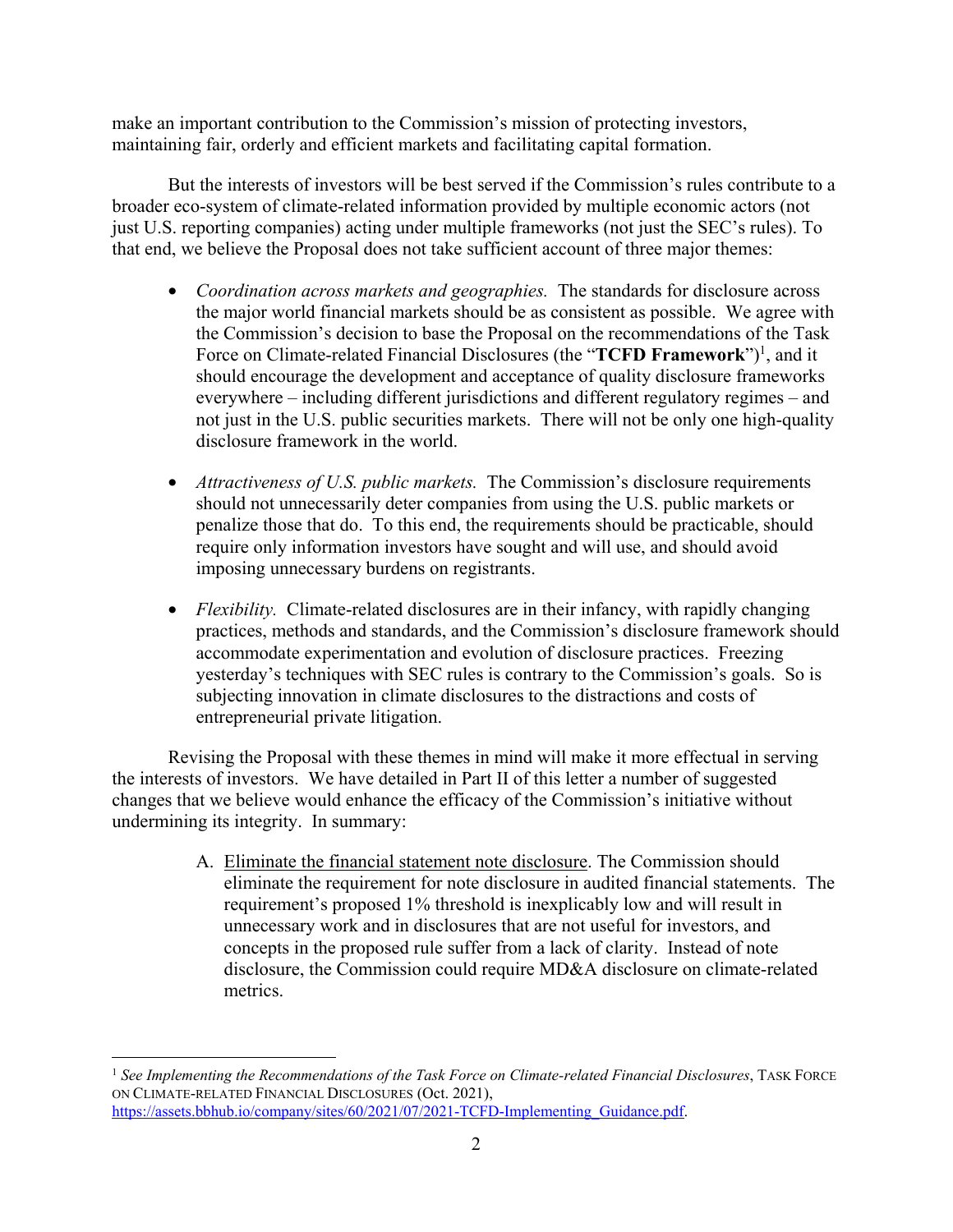make an important contribution to the Commission's mission of protecting investors, maintaining fair, orderly and efficient markets and facilitating capital formation.

But the interests of investors will be best served if the Commission's rules contribute to a broader eco-system of climate-related information provided by multiple economic actors (not just U.S. reporting companies) acting under multiple frameworks (not just the SEC's rules). To that end, we believe the Proposal does not take sufficient account of three major themes:

- *Coordination across markets and geographies.* The standards for disclosure across the major world financial markets should be as consistent as possible. We agree with the Commission's decision to base the Proposal on the recommendations of the Task Force on Climate-related Financial Disclosures (the "**TCFD Framework**")[1], and it should encourage the development and acceptance of quality disclosure frameworks everywhere – including different jurisdictions and different regulatory regimes – and not just in the U.S. public securities markets. There will not be only one high-quality disclosure framework in the world.

- *Attractiveness of U.S. public markets.* The Commission's disclosure requirements should not unnecessarily deter companies from using the U.S. public markets or penalize those that do. To this end, the requirements should be practicable, should require only information investors have sought and will use, and should avoid imposing unnecessary burdens on registrants.

- *Flexibility.* Climate-related disclosures are in their infancy, with rapidly changing practices, methods and standards, and the Commission's disclosure framework should accommodate experimentation and evolution of disclosure practices. Freezing yesterday's techniques with SEC rules is contrary to the Commission's goals. So is subjecting innovation in climate disclosures to the distractions and costs of entrepreneurial private litigation.

Revising the Proposal with these themes in mind will make it more effectual in serving the interests of investors. We have detailed in Part II of this letter a number of suggested changes that we believe would enhance the efficacy of the Commission's initiative without undermining its integrity. In summary:

A. Eliminate the financial statement note disclosure. The Commission should eliminate the requirement for note disclosure in audited financial statements. The requirement's proposed 1% threshold is inexplicably low and will result in unnecessary work and in disclosures that are not useful for investors, and concepts in the proposed rule suffer from a lack of clarity. Instead of note disclosure, the Commission could require MD&A disclosure on climate-related metrics.

---

[1] *See Implementing the Recommendations of the Task Force on Climate-related Financial Disclosures*, TASK FORCE ON CLIMATE-RELATED FINANCIAL DISCLOSURES (Oct. 2021), https://assets.bbhub.io/company/sites/60/2021/07/2021-TCFD-Implementing_Guidance.pdf.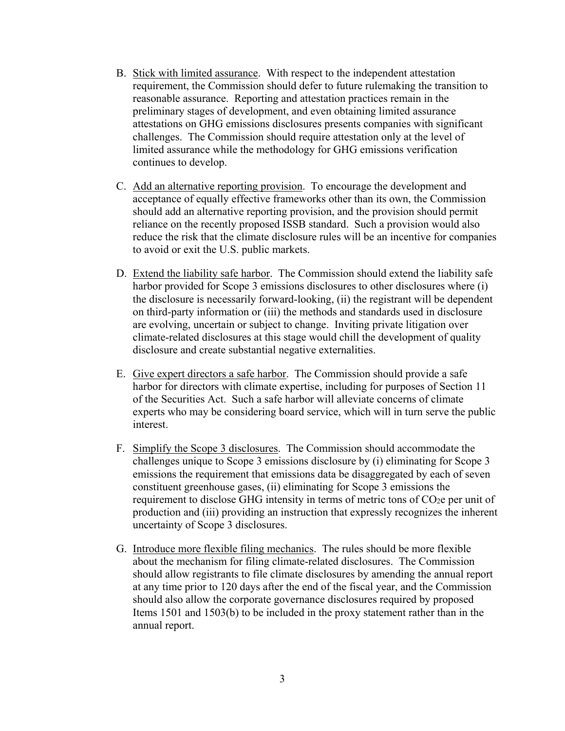B. Stick with limited assurance. With respect to the independent attestation requirement, the Commission should defer to future rulemaking the transition to reasonable assurance. Reporting and attestation practices remain in the preliminary stages of development, and even obtaining limited assurance attestations on GHG emissions disclosures presents companies with significant challenges. The Commission should require attestation only at the level of limited assurance while the methodology for GHG emissions verification continues to develop.

C. Add an alternative reporting provision. To encourage the development and acceptance of equally effective frameworks other than its own, the Commission should add an alternative reporting provision, and the provision should permit reliance on the recently proposed ISSB standard. Such a provision would also reduce the risk that the climate disclosure rules will be an incentive for companies to avoid or exit the U.S. public markets.

D. Extend the liability safe harbor. The Commission should extend the liability safe harbor provided for Scope 3 emissions disclosures to other disclosures where (i) the disclosure is necessarily forward-looking, (ii) the registrant will be dependent on third-party information or (iii) the methods and standards used in disclosure are evolving, uncertain or subject to change. Inviting private litigation over climate-related disclosures at this stage would chill the development of quality disclosure and create substantial negative externalities.

E. Give expert directors a safe harbor. The Commission should provide a safe harbor for directors with climate expertise, including for purposes of Section 11 of the Securities Act. Such a safe harbor will alleviate concerns of climate experts who may be considering board service, which will in turn serve the public interest.

F. Simplify the Scope 3 disclosures. The Commission should accommodate the challenges unique to Scope 3 emissions disclosure by (i) eliminating for Scope 3 emissions the requirement that emissions data be disaggregated by each of seven constituent greenhouse gases, (ii) eliminating for Scope 3 emissions the requirement to disclose GHG intensity in terms of metric tons of $CO_2e$ per unit of production and (iii) providing an instruction that expressly recognizes the inherent uncertainty of Scope 3 disclosures.

G. Introduce more flexible filing mechanics. The rules should be more flexible about the mechanism for filing climate-related disclosures. The Commission should allow registrants to file climate disclosures by amending the annual report at any time prior to 120 days after the end of the fiscal year, and the Commission should also allow the corporate governance disclosures required by proposed Items 1501 and 1503(b) to be included in the proxy statement rather than in the annual report.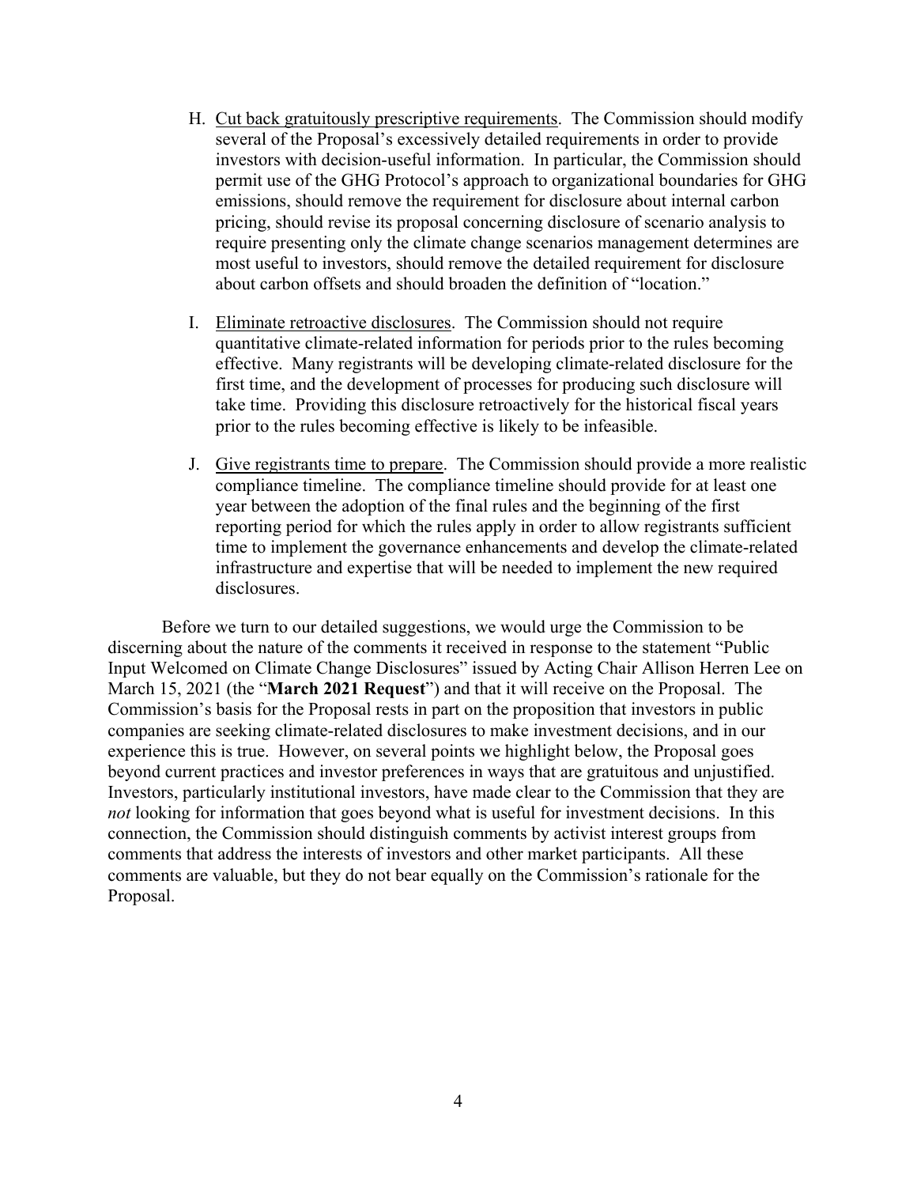H. <u>Cut back gratuitously prescriptive requirements</u>. The Commission should modify several of the Proposal's excessively detailed requirements in order to provide investors with decision-useful information. In particular, the Commission should permit use of the GHG Protocol's approach to organizational boundaries for GHG emissions, should remove the requirement for disclosure about internal carbon pricing, should revise its proposal concerning disclosure of scenario analysis to require presenting only the climate change scenarios management determines are most useful to investors, should remove the detailed requirement for disclosure about carbon offsets and should broaden the definition of "location."

I. <u>Eliminate retroactive disclosures</u>. The Commission should not require quantitative climate-related information for periods prior to the rules becoming effective. Many registrants will be developing climate-related disclosure for the first time, and the development of processes for producing such disclosure will take time. Providing this disclosure retroactively for the historical fiscal years prior to the rules becoming effective is likely to be infeasible.

J. <u>Give registrants time to prepare</u>. The Commission should provide a more realistic compliance timeline. The compliance timeline should provide for at least one year between the adoption of the final rules and the beginning of the first reporting period for which the rules apply in order to allow registrants sufficient time to implement the governance enhancements and develop the climate-related infrastructure and expertise that will be needed to implement the new required disclosures.

Before we turn to our detailed suggestions, we would urge the Commission to be discerning about the nature of the comments it received in response to the statement "Public Input Welcomed on Climate Change Disclosures" issued by Acting Chair Allison Herren Lee on March 15, 2021 (the "**March 2021 Request**") and that it will receive on the Proposal. The Commission's basis for the Proposal rests in part on the proposition that investors in public companies are seeking climate-related disclosures to make investment decisions, and in our experience this is true. However, on several points we highlight below, the Proposal goes beyond current practices and investor preferences in ways that are gratuitous and unjustified. Investors, particularly institutional investors, have made clear to the Commission that they are *not* looking for information that goes beyond what is useful for investment decisions. In this connection, the Commission should distinguish comments by activist interest groups from comments that address the interests of investors and other market participants. All these comments are valuable, but they do not bear equally on the Commission's rationale for the Proposal.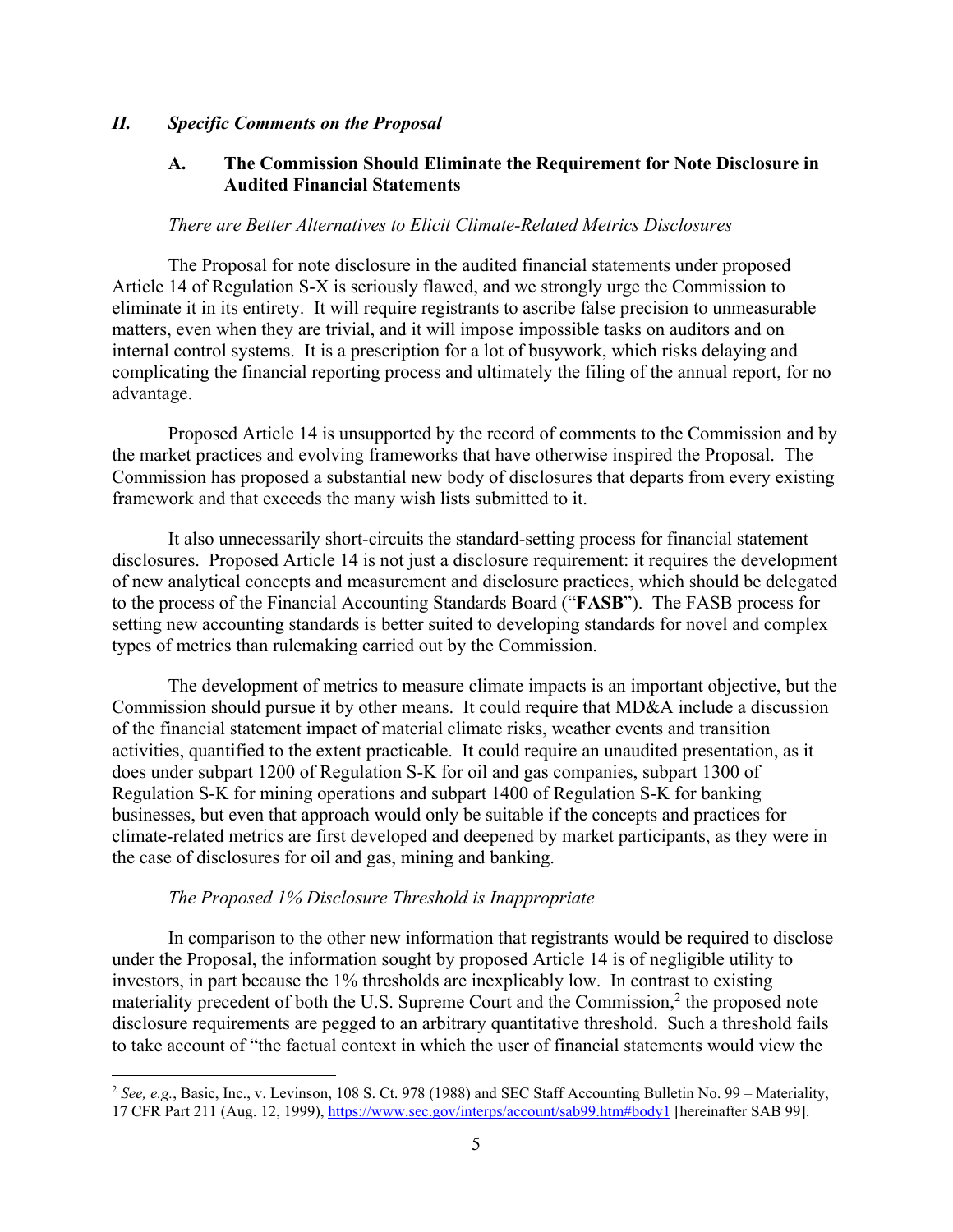## *II. Specific Comments on the Proposal*

### A. The Commission Should Eliminate the Requirement for Note Disclosure in Audited Financial Statements

*There are Better Alternatives to Elicit Climate-Related Metrics Disclosures*

The Proposal for note disclosure in the audited financial statements under proposed Article 14 of Regulation S-X is seriously flawed, and we strongly urge the Commission to eliminate it in its entirety. It will require registrants to ascribe false precision to unmeasurable matters, even when they are trivial, and it will impose impossible tasks on auditors and on internal control systems. It is a prescription for a lot of busywork, which risks delaying and complicating the financial reporting process and ultimately the filing of the annual report, for no advantage.

Proposed Article 14 is unsupported by the record of comments to the Commission and by the market practices and evolving frameworks that have otherwise inspired the Proposal. The Commission has proposed a substantial new body of disclosures that departs from every existing framework and that exceeds the many wish lists submitted to it.

It also unnecessarily short-circuits the standard-setting process for financial statement disclosures. Proposed Article 14 is not just a disclosure requirement: it requires the development of new analytical concepts and measurement and disclosure practices, which should be delegated to the process of the Financial Accounting Standards Board ("**FASB**"). The FASB process for setting new accounting standards is better suited to developing standards for novel and complex types of metrics than rulemaking carried out by the Commission.

The development of metrics to measure climate impacts is an important objective, but the Commission should pursue it by other means. It could require that MD&A include a discussion of the financial statement impact of material climate risks, weather events and transition activities, quantified to the extent practicable. It could require an unaudited presentation, as it does under subpart 1200 of Regulation S-K for oil and gas companies, subpart 1300 of Regulation S-K for mining operations and subpart 1400 of Regulation S-K for banking businesses, but even that approach would only be suitable if the concepts and practices for climate-related metrics are first developed and deepened by market participants, as they were in the case of disclosures for oil and gas, mining and banking.

*The Proposed 1% Disclosure Threshold is Inappropriate*

In comparison to the other new information that registrants would be required to disclose under the Proposal, the information sought by proposed Article 14 is of negligible utility to investors, in part because the 1% thresholds are inexplicably low. In contrast to existing materiality precedent of both the U.S. Supreme Court and the Commission,[2] the proposed note disclosure requirements are pegged to an arbitrary quantitative threshold. Such a threshold fails to take account of "the factual context in which the user of financial statements would view the

---

[2] *See, e.g.*, Basic, Inc., v. Levinson, 108 S. Ct. 978 (1988) and SEC Staff Accounting Bulletin No. 99 – Materiality, 17 CFR Part 211 (Aug. 12, 1999), https://www.sec.gov/interps/account/sab99.htm#body1 [hereinafter SAB 99].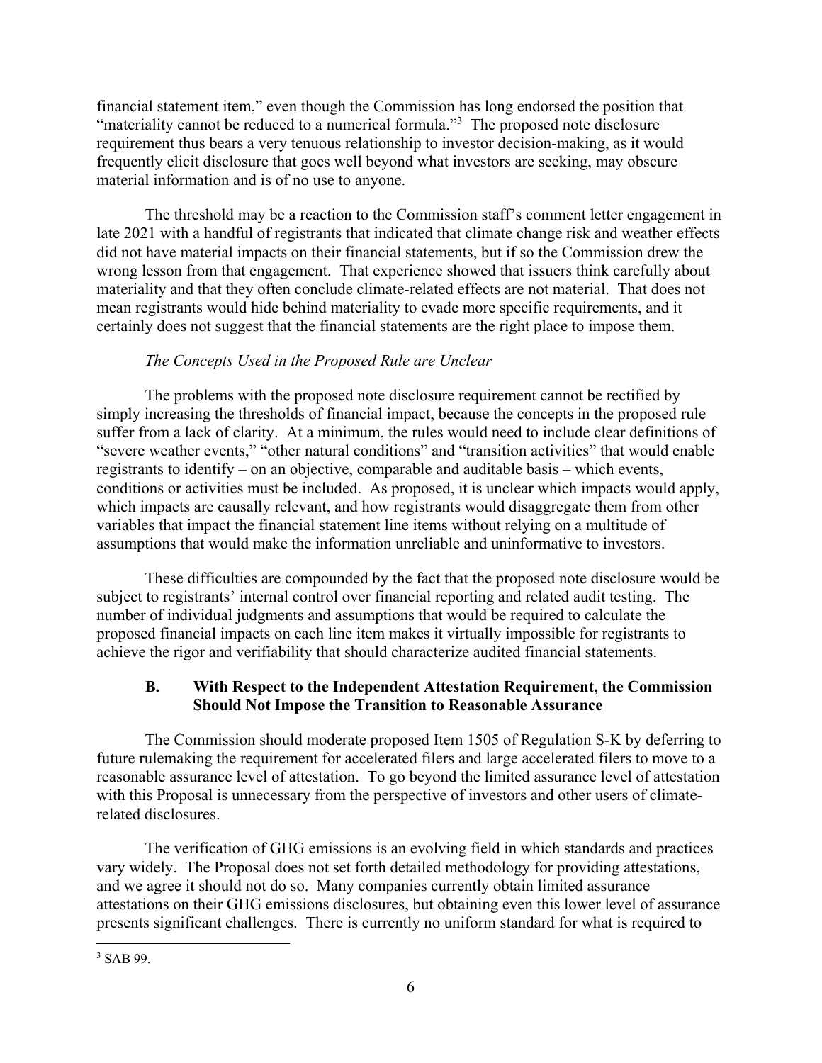financial statement item," even though the Commission has long endorsed the position that "materiality cannot be reduced to a numerical formula."[3] The proposed note disclosure requirement thus bears a very tenuous relationship to investor decision-making, as it would frequently elicit disclosure that goes well beyond what investors are seeking, may obscure material information and is of no use to anyone.

The threshold may be a reaction to the Commission staff's comment letter engagement in late 2021 with a handful of registrants that indicated that climate change risk and weather effects did not have material impacts on their financial statements, but if so the Commission drew the wrong lesson from that engagement. That experience showed that issuers think carefully about materiality and that they often conclude climate-related effects are not material. That does not mean registrants would hide behind materiality to evade more specific requirements, and it certainly does not suggest that the financial statements are the right place to impose them.

*The Concepts Used in the Proposed Rule are Unclear*

The problems with the proposed note disclosure requirement cannot be rectified by simply increasing the thresholds of financial impact, because the concepts in the proposed rule suffer from a lack of clarity. At a minimum, the rules would need to include clear definitions of "severe weather events," "other natural conditions" and "transition activities" that would enable registrants to identify – on an objective, comparable and auditable basis – which events, conditions or activities must be included. As proposed, it is unclear which impacts would apply, which impacts are causally relevant, and how registrants would disaggregate them from other variables that impact the financial statement line items without relying on a multitude of assumptions that would make the information unreliable and uninformative to investors.

These difficulties are compounded by the fact that the proposed note disclosure would be subject to registrants' internal control over financial reporting and related audit testing. The number of individual judgments and assumptions that would be required to calculate the proposed financial impacts on each line item makes it virtually impossible for registrants to achieve the rigor and verifiability that should characterize audited financial statements.

### B. With Respect to the Independent Attestation Requirement, the Commission Should Not Impose the Transition to Reasonable Assurance

The Commission should moderate proposed Item 1505 of Regulation S-K by deferring to future rulemaking the requirement for accelerated filers and large accelerated filers to move to a reasonable assurance level of attestation. To go beyond the limited assurance level of attestation with this Proposal is unnecessary from the perspective of investors and other users of climate-related disclosures.

The verification of GHG emissions is an evolving field in which standards and practices vary widely. The Proposal does not set forth detailed methodology for providing attestations, and we agree it should not do so. Many companies currently obtain limited assurance attestations on their GHG emissions disclosures, but obtaining even this lower level of assurance presents significant challenges. There is currently no uniform standard for what is required to

---

[3] SAB 99.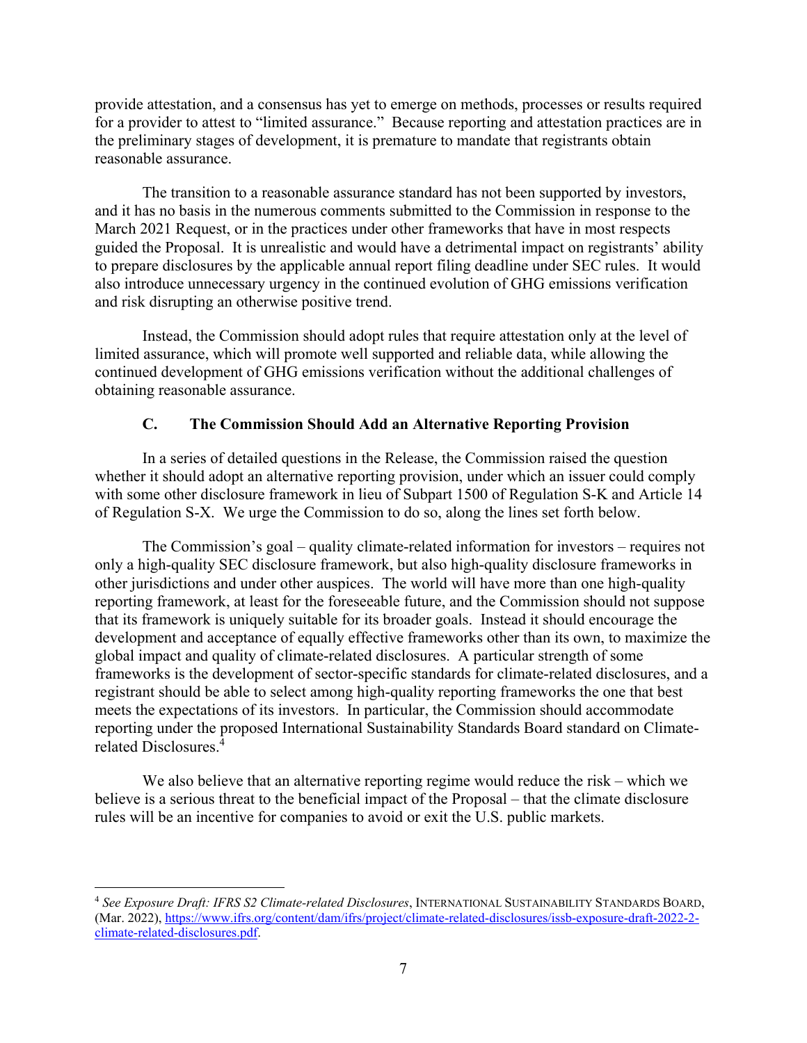provide attestation, and a consensus has yet to emerge on methods, processes or results required for a provider to attest to "limited assurance." Because reporting and attestation practices are in the preliminary stages of development, it is premature to mandate that registrants obtain reasonable assurance.

The transition to a reasonable assurance standard has not been supported by investors, and it has no basis in the numerous comments submitted to the Commission in response to the March 2021 Request, or in the practices under other frameworks that have in most respects guided the Proposal. It is unrealistic and would have a detrimental impact on registrants' ability to prepare disclosures by the applicable annual report filing deadline under SEC rules. It would also introduce unnecessary urgency in the continued evolution of GHG emissions verification and risk disrupting an otherwise positive trend.

Instead, the Commission should adopt rules that require attestation only at the level of limited assurance, which will promote well supported and reliable data, while allowing the continued development of GHG emissions verification without the additional challenges of obtaining reasonable assurance.

### C. The Commission Should Add an Alternative Reporting Provision

In a series of detailed questions in the Release, the Commission raised the question whether it should adopt an alternative reporting provision, under which an issuer could comply with some other disclosure framework in lieu of Subpart 1500 of Regulation S-K and Article 14 of Regulation S-X. We urge the Commission to do so, along the lines set forth below.

The Commission's goal – quality climate-related information for investors – requires not only a high-quality SEC disclosure framework, but also high-quality disclosure frameworks in other jurisdictions and under other auspices. The world will have more than one high-quality reporting framework, at least for the foreseeable future, and the Commission should not suppose that its framework is uniquely suitable for its broader goals. Instead it should encourage the development and acceptance of equally effective frameworks other than its own, to maximize the global impact and quality of climate-related disclosures. A particular strength of some frameworks is the development of sector-specific standards for climate-related disclosures, and a registrant should be able to select among high-quality reporting frameworks the one that best meets the expectations of its investors. In particular, the Commission should accommodate reporting under the proposed International Sustainability Standards Board standard on Climate-related Disclosures.[4]

We also believe that an alternative reporting regime would reduce the risk – which we believe is a serious threat to the beneficial impact of the Proposal – that the climate disclosure rules will be an incentive for companies to avoid or exit the U.S. public markets.

---

[4] *See Exposure Draft: IFRS S2 Climate-related Disclosures*, INTERNATIONAL SUSTAINABILITY STANDARDS BOARD, (Mar. 2022), https://www.ifrs.org/content/dam/ifrs/project/climate-related-disclosures/issb-exposure-draft-2022-2-climate-related-disclosures.pdf.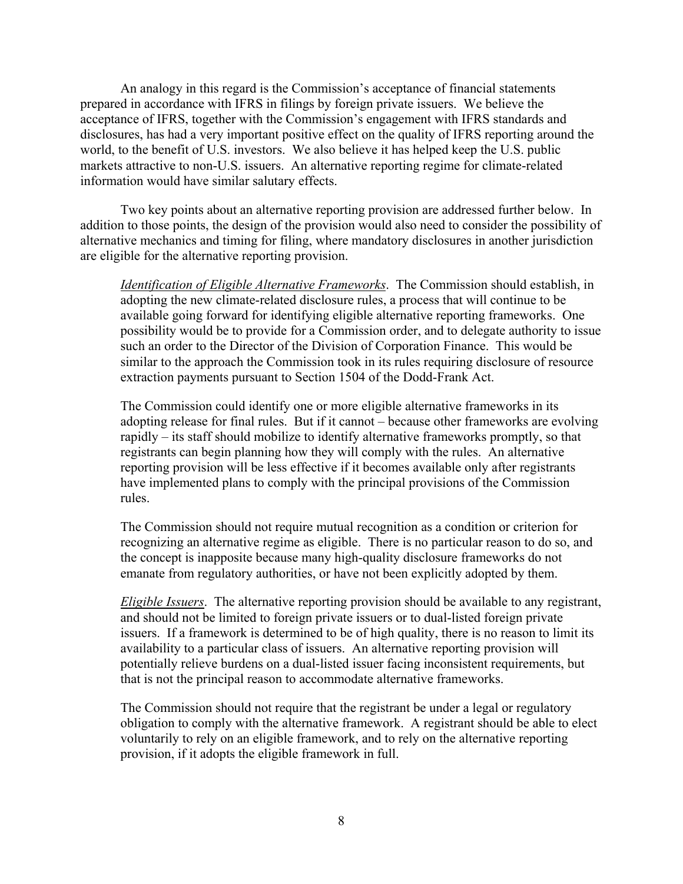An analogy in this regard is the Commission's acceptance of financial statements prepared in accordance with IFRS in filings by foreign private issuers. We believe the acceptance of IFRS, together with the Commission's engagement with IFRS standards and disclosures, has had a very important positive effect on the quality of IFRS reporting around the world, to the benefit of U.S. investors. We also believe it has helped keep the U.S. public markets attractive to non-U.S. issuers. An alternative reporting regime for climate-related information would have similar salutary effects.

Two key points about an alternative reporting provision are addressed further below. In addition to those points, the design of the provision would also need to consider the possibility of alternative mechanics and timing for filing, where mandatory disclosures in another jurisdiction are eligible for the alternative reporting provision.

> *Identification of Eligible Alternative Frameworks*. The Commission should establish, in adopting the new climate-related disclosure rules, a process that will continue to be available going forward for identifying eligible alternative reporting frameworks. One possibility would be to provide for a Commission order, and to delegate authority to issue such an order to the Director of the Division of Corporation Finance. This would be similar to the approach the Commission took in its rules requiring disclosure of resource extraction payments pursuant to Section 1504 of the Dodd-Frank Act.
>
> The Commission could identify one or more eligible alternative frameworks in its adopting release for final rules. But if it cannot – because other frameworks are evolving rapidly – its staff should mobilize to identify alternative frameworks promptly, so that registrants can begin planning how they will comply with the rules. An alternative reporting provision will be less effective if it becomes available only after registrants have implemented plans to comply with the principal provisions of the Commission rules.
>
> The Commission should not require mutual recognition as a condition or criterion for recognizing an alternative regime as eligible. There is no particular reason to do so, and the concept is inapposite because many high-quality disclosure frameworks do not emanate from regulatory authorities, or have not been explicitly adopted by them.
>
> *Eligible Issuers*. The alternative reporting provision should be available to any registrant, and should not be limited to foreign private issuers or to dual-listed foreign private issuers. If a framework is determined to be of high quality, there is no reason to limit its availability to a particular class of issuers. An alternative reporting provision will potentially relieve burdens on a dual-listed issuer facing inconsistent requirements, but that is not the principal reason to accommodate alternative frameworks.
>
> The Commission should not require that the registrant be under a legal or regulatory obligation to comply with the alternative framework. A registrant should be able to elect voluntarily to rely on an eligible framework, and to rely on the alternative reporting provision, if it adopts the eligible framework in full.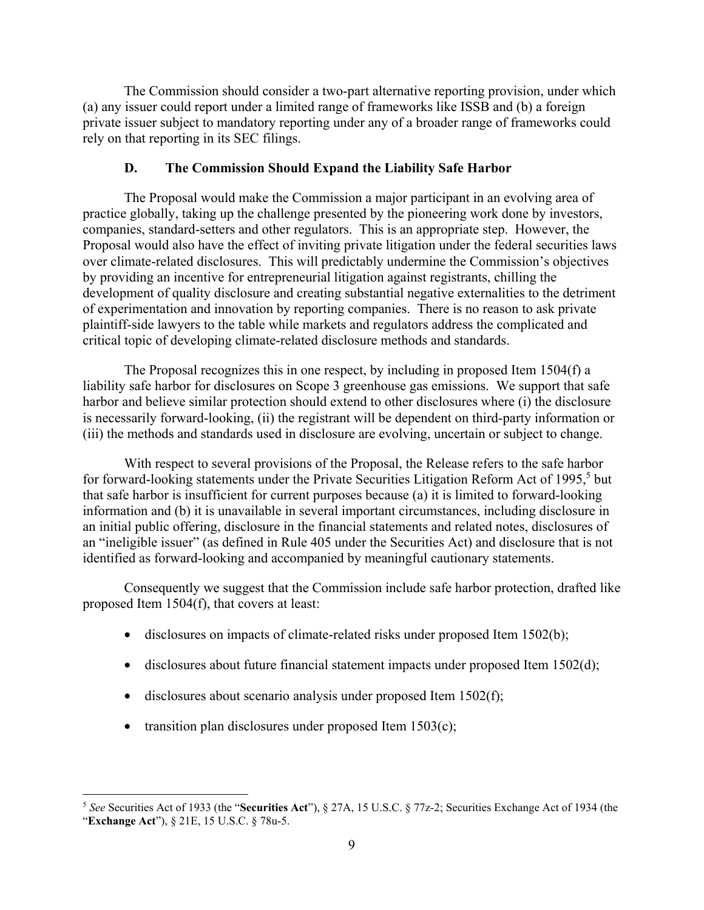The Commission should consider a two-part alternative reporting provision, under which (a) any issuer could report under a limited range of frameworks like ISSB and (b) a foreign private issuer subject to mandatory reporting under any of a broader range of frameworks could rely on that reporting in its SEC filings.

### D. The Commission Should Expand the Liability Safe Harbor

The Proposal would make the Commission a major participant in an evolving area of practice globally, taking up the challenge presented by the pioneering work done by investors, companies, standard-setters and other regulators. This is an appropriate step. However, the Proposal would also have the effect of inviting private litigation under the federal securities laws over climate-related disclosures. This will predictably undermine the Commission's objectives by providing an incentive for entrepreneurial litigation against registrants, chilling the development of quality disclosure and creating substantial negative externalities to the detriment of experimentation and innovation by reporting companies. There is no reason to ask private plaintiff-side lawyers to the table while markets and regulators address the complicated and critical topic of developing climate-related disclosure methods and standards.

The Proposal recognizes this in one respect, by including in proposed Item 1504(f) a liability safe harbor for disclosures on Scope 3 greenhouse gas emissions. We support that safe harbor and believe similar protection should extend to other disclosures where (i) the disclosure is necessarily forward-looking, (ii) the registrant will be dependent on third-party information or (iii) the methods and standards used in disclosure are evolving, uncertain or subject to change.

With respect to several provisions of the Proposal, the Release refers to the safe harbor for forward-looking statements under the Private Securities Litigation Reform Act of 1995,[5] but that safe harbor is insufficient for current purposes because (a) it is limited to forward-looking information and (b) it is unavailable in several important circumstances, including disclosure in an initial public offering, disclosure in the financial statements and related notes, disclosures of an "ineligible issuer" (as defined in Rule 405 under the Securities Act) and disclosure that is not identified as forward-looking and accompanied by meaningful cautionary statements.

Consequently we suggest that the Commission include safe harbor protection, drafted like proposed Item 1504(f), that covers at least:

- disclosures on impacts of climate-related risks under proposed Item 1502(b);
- disclosures about future financial statement impacts under proposed Item 1502(d);
- disclosures about scenario analysis under proposed Item 1502(f);
- transition plan disclosures under proposed Item 1503(c);

---

[5] *See* Securities Act of 1933 (the "**Securities Act**"), § 27A, 15 U.S.C. § 77z-2; Securities Exchange Act of 1934 (the "**Exchange Act**"), § 21E, 15 U.S.C. § 78u-5.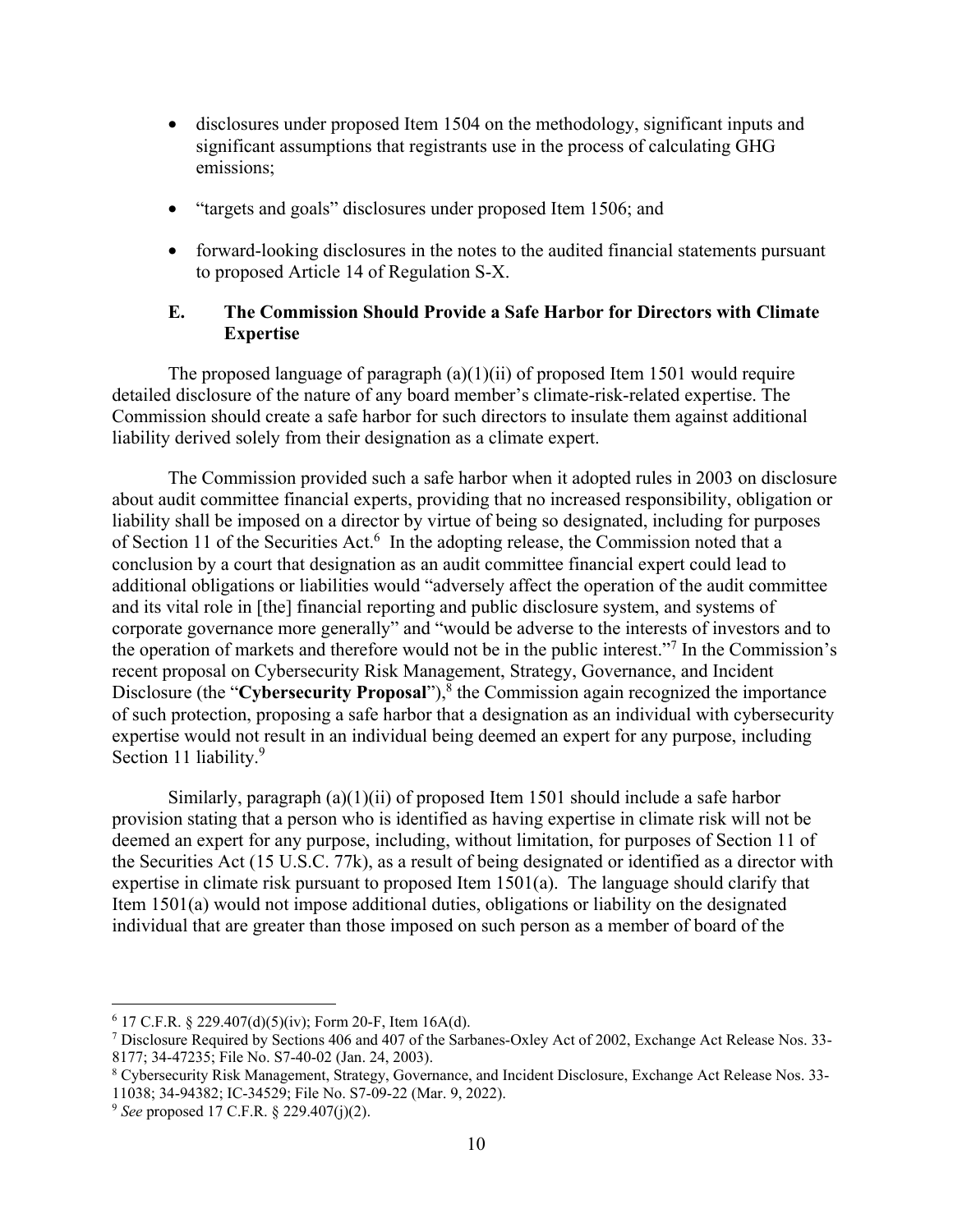- disclosures under proposed Item 1504 on the methodology, significant inputs and significant assumptions that registrants use in the process of calculating GHG emissions;
- "targets and goals" disclosures under proposed Item 1506; and
- forward-looking disclosures in the notes to the audited financial statements pursuant to proposed Article 14 of Regulation S-X.

### E. The Commission Should Provide a Safe Harbor for Directors with Climate Expertise

The proposed language of paragraph (a)(1)(ii) of proposed Item 1501 would require detailed disclosure of the nature of any board member's climate-risk-related expertise. The Commission should create a safe harbor for such directors to insulate them against additional liability derived solely from their designation as a climate expert.

The Commission provided such a safe harbor when it adopted rules in 2003 on disclosure about audit committee financial experts, providing that no increased responsibility, obligation or liability shall be imposed on a director by virtue of being so designated, including for purposes of Section 11 of the Securities Act.[6] In the adopting release, the Commission noted that a conclusion by a court that designation as an audit committee financial expert could lead to additional obligations or liabilities would "adversely affect the operation of the audit committee and its vital role in [the] financial reporting and public disclosure system, and systems of corporate governance more generally" and "would be adverse to the interests of investors and to the operation of markets and therefore would not be in the public interest."[7] In the Commission's recent proposal on Cybersecurity Risk Management, Strategy, Governance, and Incident Disclosure (the "**Cybersecurity Proposal**"),[8] the Commission again recognized the importance of such protection, proposing a safe harbor that a designation as an individual with cybersecurity expertise would not result in an individual being deemed an expert for any purpose, including Section 11 liability.[9]

Similarly, paragraph (a)(1)(ii) of proposed Item 1501 should include a safe harbor provision stating that a person who is identified as having expertise in climate risk will not be deemed an expert for any purpose, including, without limitation, for purposes of Section 11 of the Securities Act (15 U.S.C. 77k), as a result of being designated or identified as a director with expertise in climate risk pursuant to proposed Item 1501(a). The language should clarify that Item 1501(a) would not impose additional duties, obligations or liability on the designated individual that are greater than those imposed on such person as a member of board of the

---

[6] 17 C.F.R. § 229.407(d)(5)(iv); Form 20-F, Item 16A(d).

[7] Disclosure Required by Sections 406 and 407 of the Sarbanes-Oxley Act of 2002, Exchange Act Release Nos. 33-8177; 34-47235; File No. S7-40-02 (Jan. 24, 2003).

[8] Cybersecurity Risk Management, Strategy, Governance, and Incident Disclosure, Exchange Act Release Nos. 33-11038; 34-94382; IC-34529; File No. S7-09-22 (Mar. 9, 2022).

[9] *See* proposed 17 C.F.R. § 229.407(j)(2).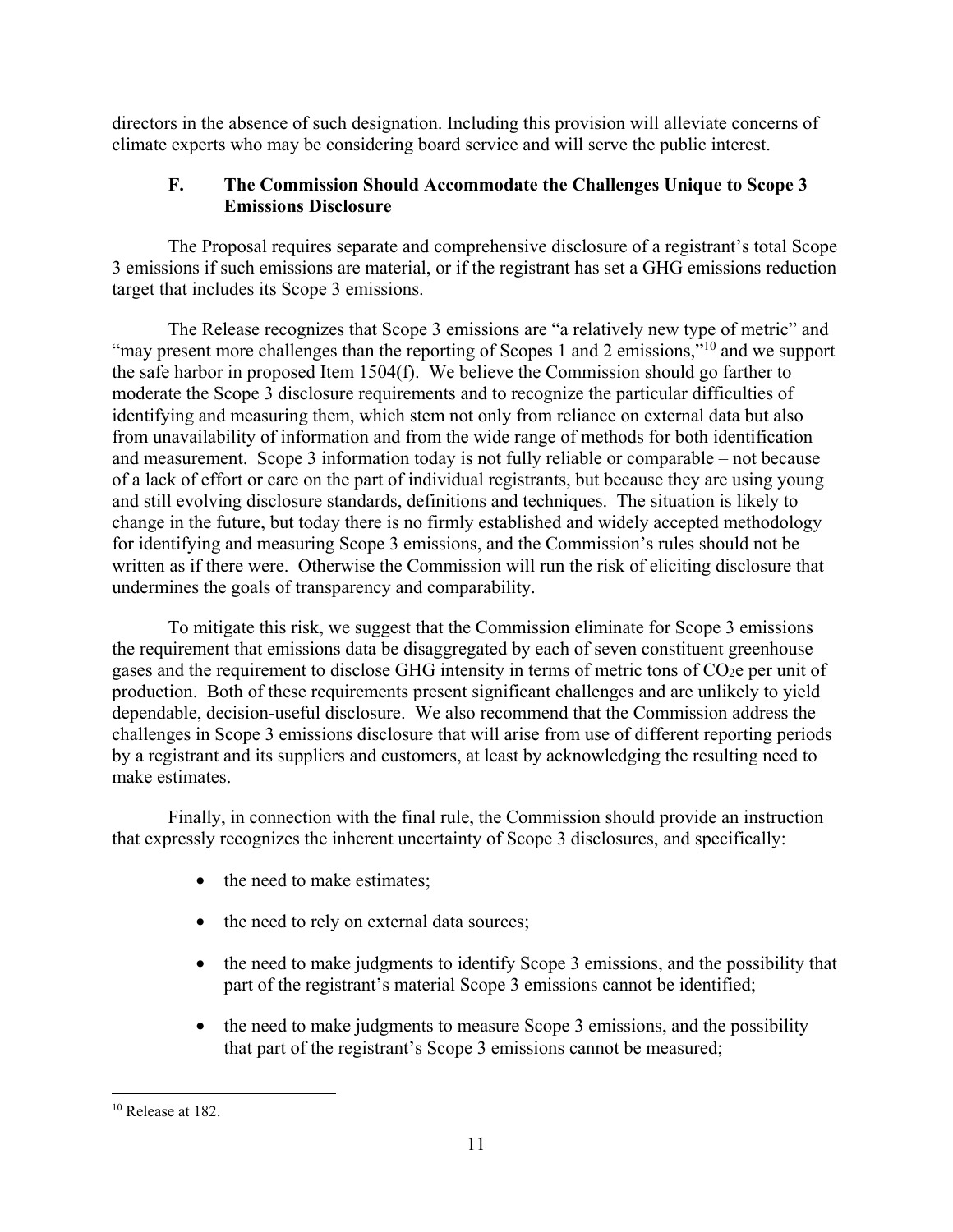directors in the absence of such designation. Including this provision will alleviate concerns of climate experts who may be considering board service and will serve the public interest.

### F. The Commission Should Accommodate the Challenges Unique to Scope 3 Emissions Disclosure

The Proposal requires separate and comprehensive disclosure of a registrant's total Scope 3 emissions if such emissions are material, or if the registrant has set a GHG emissions reduction target that includes its Scope 3 emissions.

The Release recognizes that Scope 3 emissions are "a relatively new type of metric" and "may present more challenges than the reporting of Scopes 1 and 2 emissions,"[10] and we support the safe harbor in proposed Item 1504(f). We believe the Commission should go farther to moderate the Scope 3 disclosure requirements and to recognize the particular difficulties of identifying and measuring them, which stem not only from reliance on external data but also from unavailability of information and from the wide range of methods for both identification and measurement. Scope 3 information today is not fully reliable or comparable – not because of a lack of effort or care on the part of individual registrants, but because they are using young and still evolving disclosure standards, definitions and techniques. The situation is likely to change in the future, but today there is no firmly established and widely accepted methodology for identifying and measuring Scope 3 emissions, and the Commission's rules should not be written as if there were. Otherwise the Commission will run the risk of eliciting disclosure that undermines the goals of transparency and comparability.

To mitigate this risk, we suggest that the Commission eliminate for Scope 3 emissions the requirement that emissions data be disaggregated by each of seven constituent greenhouse gases and the requirement to disclose GHG intensity in terms of metric tons of $CO_2e$ per unit of production. Both of these requirements present significant challenges and are unlikely to yield dependable, decision-useful disclosure. We also recommend that the Commission address the challenges in Scope 3 emissions disclosure that will arise from use of different reporting periods by a registrant and its suppliers and customers, at least by acknowledging the resulting need to make estimates.

Finally, in connection with the final rule, the Commission should provide an instruction that expressly recognizes the inherent uncertainty of Scope 3 disclosures, and specifically:

- the need to make estimates;
- the need to rely on external data sources;
- the need to make judgments to identify Scope 3 emissions, and the possibility that part of the registrant's material Scope 3 emissions cannot be identified;
- the need to make judgments to measure Scope 3 emissions, and the possibility that part of the registrant's Scope 3 emissions cannot be measured;

[10] Release at 182.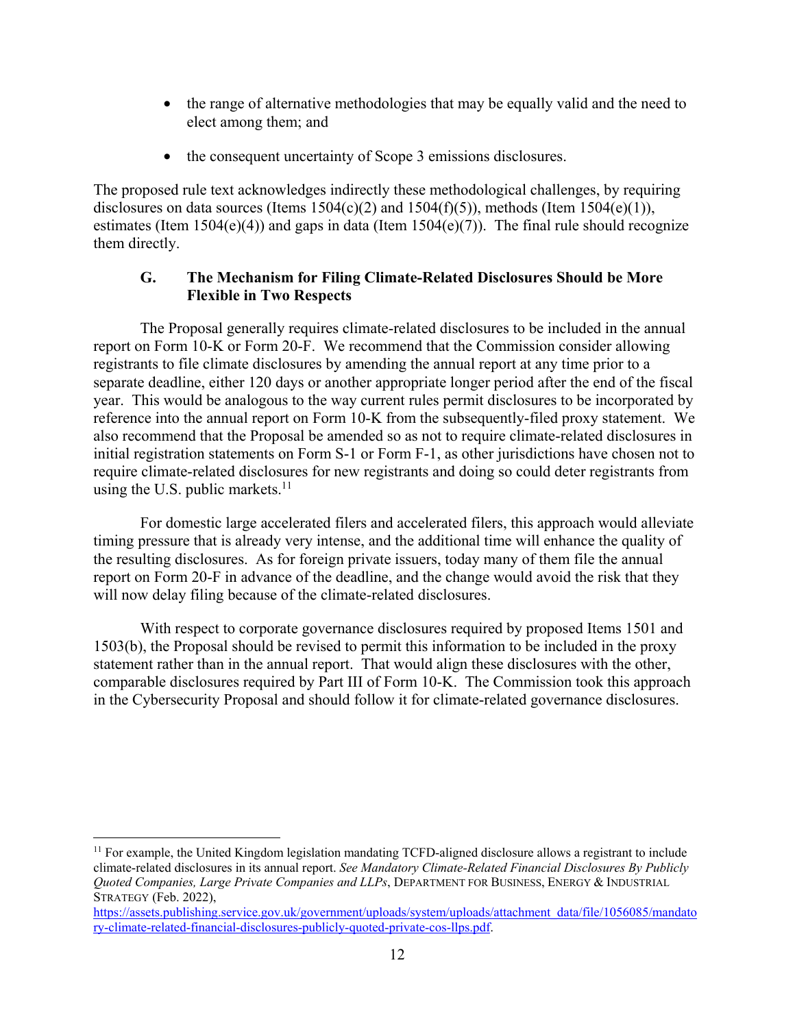- the range of alternative methodologies that may be equally valid and the need to elect among them; and
- the consequent uncertainty of Scope 3 emissions disclosures.

The proposed rule text acknowledges indirectly these methodological challenges, by requiring disclosures on data sources (Items 1504(c)(2) and 1504(f)(5)), methods (Item 1504(e)(1)), estimates (Item 1504(e)(4)) and gaps in data (Item 1504(e)(7)). The final rule should recognize them directly.

### G. The Mechanism for Filing Climate-Related Disclosures Should be More Flexible in Two Respects

The Proposal generally requires climate-related disclosures to be included in the annual report on Form 10-K or Form 20-F. We recommend that the Commission consider allowing registrants to file climate disclosures by amending the annual report at any time prior to a separate deadline, either 120 days or another appropriate longer period after the end of the fiscal year. This would be analogous to the way current rules permit disclosures to be incorporated by reference into the annual report on Form 10-K from the subsequently-filed proxy statement. We also recommend that the Proposal be amended so as not to require climate-related disclosures in initial registration statements on Form S-1 or Form F-1, as other jurisdictions have chosen not to require climate-related disclosures for new registrants and doing so could deter registrants from using the U.S. public markets.[11]

For domestic large accelerated filers and accelerated filers, this approach would alleviate timing pressure that is already very intense, and the additional time will enhance the quality of the resulting disclosures. As for foreign private issuers, today many of them file the annual report on Form 20-F in advance of the deadline, and the change would avoid the risk that they will now delay filing because of the climate-related disclosures.

With respect to corporate governance disclosures required by proposed Items 1501 and 1503(b), the Proposal should be revised to permit this information to be included in the proxy statement rather than in the annual report. That would align these disclosures with the other, comparable disclosures required by Part III of Form 10-K. The Commission took this approach in the Cybersecurity Proposal and should follow it for climate-related governance disclosures.

---

[11] For example, the United Kingdom legislation mandating TCFD-aligned disclosure allows a registrant to include climate-related disclosures in its annual report. *See Mandatory Climate-Related Financial Disclosures By Publicly Quoted Companies, Large Private Companies and LLPs*, DEPARTMENT FOR BUSINESS, ENERGY & INDUSTRIAL STRATEGY (Feb. 2022), https://assets.publishing.service.gov.uk/government/uploads/system/uploads/attachment_data/file/1056085/mandatory-climate-related-financial-disclosures-publicly-quoted-private-cos-llps.pdf.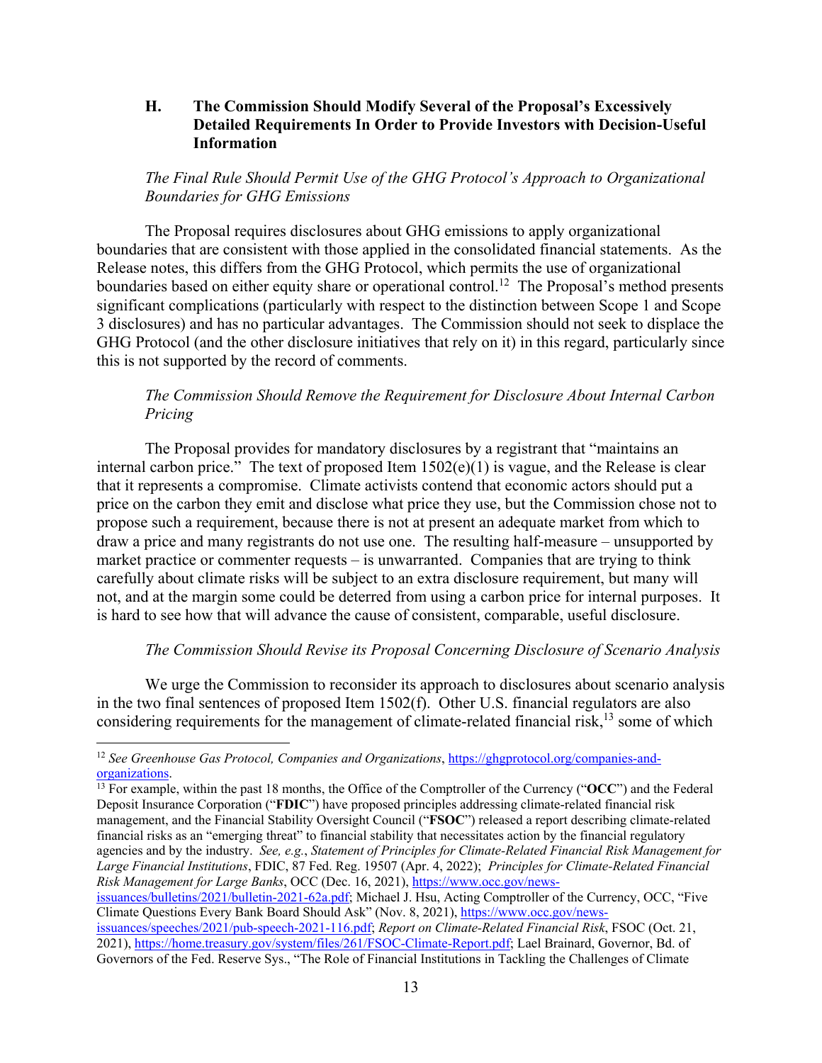### H. The Commission Should Modify Several of the Proposal's Excessively Detailed Requirements In Order to Provide Investors with Decision-Useful Information

*The Final Rule Should Permit Use of the GHG Protocol's Approach to Organizational Boundaries for GHG Emissions*

The Proposal requires disclosures about GHG emissions to apply organizational boundaries that are consistent with those applied in the consolidated financial statements. As the Release notes, this differs from the GHG Protocol, which permits the use of organizational boundaries based on either equity share or operational control.[12] The Proposal's method presents significant complications (particularly with respect to the distinction between Scope 1 and Scope 3 disclosures) and has no particular advantages. The Commission should not seek to displace the GHG Protocol (and the other disclosure initiatives that rely on it) in this regard, particularly since this is not supported by the record of comments.

*The Commission Should Remove the Requirement for Disclosure About Internal Carbon Pricing*

The Proposal provides for mandatory disclosures by a registrant that "maintains an internal carbon price." The text of proposed Item 1502(e)(1) is vague, and the Release is clear that it represents a compromise. Climate activists contend that economic actors should put a price on the carbon they emit and disclose what price they use, but the Commission chose not to propose such a requirement, because there is not at present an adequate market from which to draw a price and many registrants do not use one. The resulting half-measure – unsupported by market practice or commenter requests – is unwarranted. Companies that are trying to think carefully about climate risks will be subject to an extra disclosure requirement, but many will not, and at the margin some could be deterred from using a carbon price for internal purposes. It is hard to see how that will advance the cause of consistent, comparable, useful disclosure.

*The Commission Should Revise its Proposal Concerning Disclosure of Scenario Analysis*

We urge the Commission to reconsider its approach to disclosures about scenario analysis in the two final sentences of proposed Item 1502(f). Other U.S. financial regulators are also considering requirements for the management of climate-related financial risk,[13] some of which

---

[12] *See Greenhouse Gas Protocol, Companies and Organizations*, https://ghgprotocol.org/companies-and-organizations.

[13] For example, within the past 18 months, the Office of the Comptroller of the Currency ("**OCC**") and the Federal Deposit Insurance Corporation ("**FDIC**") have proposed principles addressing climate-related financial risk management, and the Financial Stability Oversight Council ("**FSOC**") released a report describing climate-related financial risks as an "emerging threat" to financial stability that necessitates action by the financial regulatory agencies and by the industry. *See, e.g.*, *Statement of Principles for Climate-Related Financial Risk Management for Large Financial Institutions*, FDIC, 87 Fed. Reg. 19507 (Apr. 4, 2022); *Principles for Climate-Related Financial Risk Management for Large Banks*, OCC (Dec. 16, 2021), https://www.occ.gov/news-issuances/bulletins/2021/bulletin-2021-62a.pdf; Michael J. Hsu, Acting Comptroller of the Currency, OCC, "Five Climate Questions Every Bank Board Should Ask" (Nov. 8, 2021), https://www.occ.gov/news-issuances/speeches/2021/pub-speech-2021-116.pdf; *Report on Climate-Related Financial Risk*, FSOC (Oct. 21, 2021), https://home.treasury.gov/system/files/261/FSOC-Climate-Report.pdf; Lael Brainard, Governor, Bd. of Governors of the Fed. Reserve Sys., "The Role of Financial Institutions in Tackling the Challenges of Climate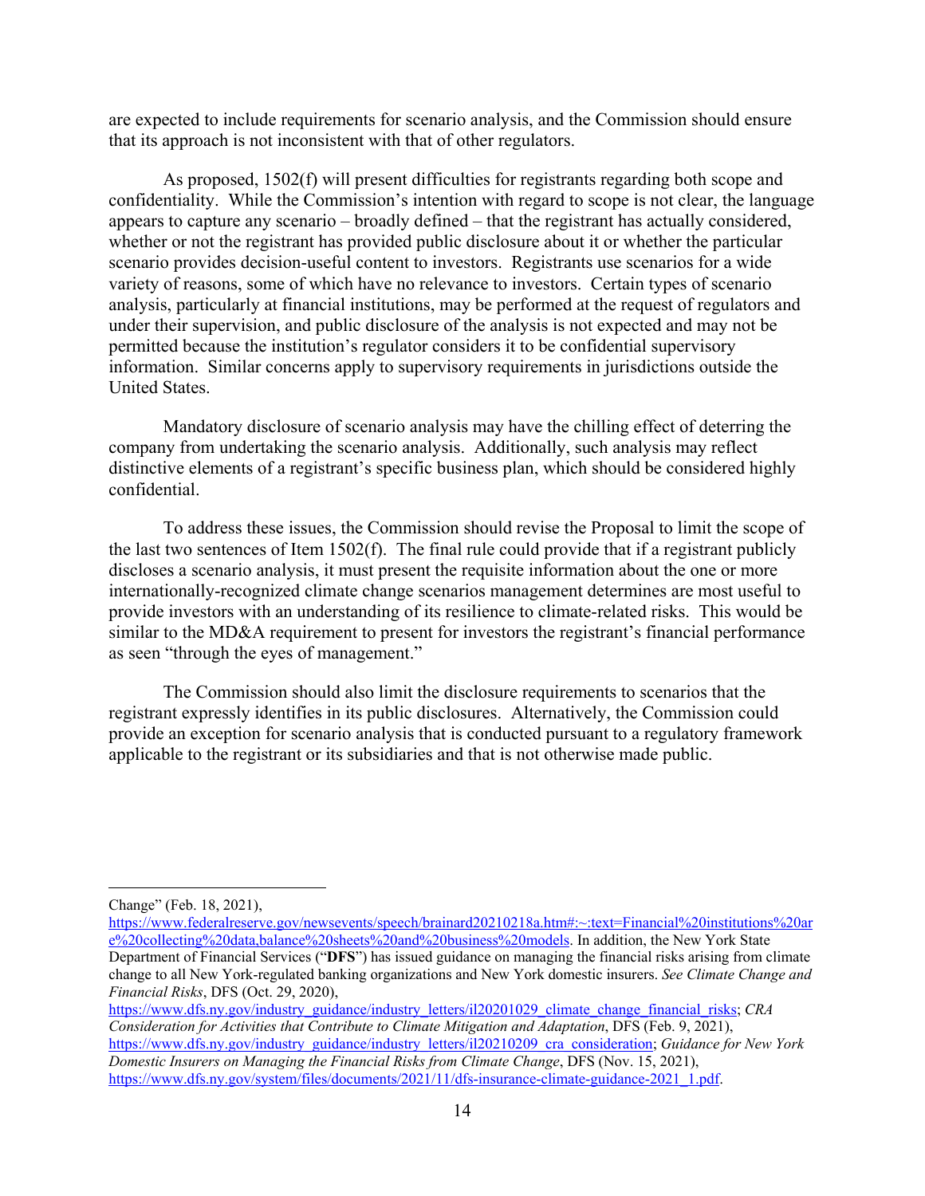are expected to include requirements for scenario analysis, and the Commission should ensure that its approach is not inconsistent with that of other regulators.

As proposed, 1502(f) will present difficulties for registrants regarding both scope and confidentiality. While the Commission's intention with regard to scope is not clear, the language appears to capture any scenario – broadly defined – that the registrant has actually considered, whether or not the registrant has provided public disclosure about it or whether the particular scenario provides decision-useful content to investors. Registrants use scenarios for a wide variety of reasons, some of which have no relevance to investors. Certain types of scenario analysis, particularly at financial institutions, may be performed at the request of regulators and under their supervision, and public disclosure of the analysis is not expected and may not be permitted because the institution's regulator considers it to be confidential supervisory information. Similar concerns apply to supervisory requirements in jurisdictions outside the United States.

Mandatory disclosure of scenario analysis may have the chilling effect of deterring the company from undertaking the scenario analysis. Additionally, such analysis may reflect distinctive elements of a registrant's specific business plan, which should be considered highly confidential.

To address these issues, the Commission should revise the Proposal to limit the scope of the last two sentences of Item 1502(f). The final rule could provide that if a registrant publicly discloses a scenario analysis, it must present the requisite information about the one or more internationally-recognized climate change scenarios management determines are most useful to provide investors with an understanding of its resilience to climate-related risks. This would be similar to the MD&A requirement to present for investors the registrant's financial performance as seen "through the eyes of management."

The Commission should also limit the disclosure requirements to scenarios that the registrant expressly identifies in its public disclosures. Alternatively, the Commission could provide an exception for scenario analysis that is conducted pursuant to a regulatory framework applicable to the registrant or its subsidiaries and that is not otherwise made public.

---

Change" (Feb. 18, 2021), https://www.federalreserve.gov/newsevents/speech/brainard20210218a.htm#:~:text=Financial%20institutions%20are%20collecting%20data,balance%20sheets%20and%20business%20models. In addition, the New York State Department of Financial Services ("**DFS**") has issued guidance on managing the financial risks arising from climate change to all New York-regulated banking organizations and New York domestic insurers. *See Climate Change and Financial Risks*, DFS (Oct. 29, 2020), https://www.dfs.ny.gov/industry_guidance/industry_letters/il20201029_climate_change_financial_risks; *CRA Consideration for Activities that Contribute to Climate Mitigation and Adaptation*, DFS (Feb. 9, 2021), https://www.dfs.ny.gov/industry_guidance/industry_letters/il20210209_cra_consideration; *Guidance for New York Domestic Insurers on Managing the Financial Risks from Climate Change*, DFS (Nov. 15, 2021), https://www.dfs.ny.gov/system/files/documents/2021/11/dfs-insurance-climate-guidance-2021_1.pdf.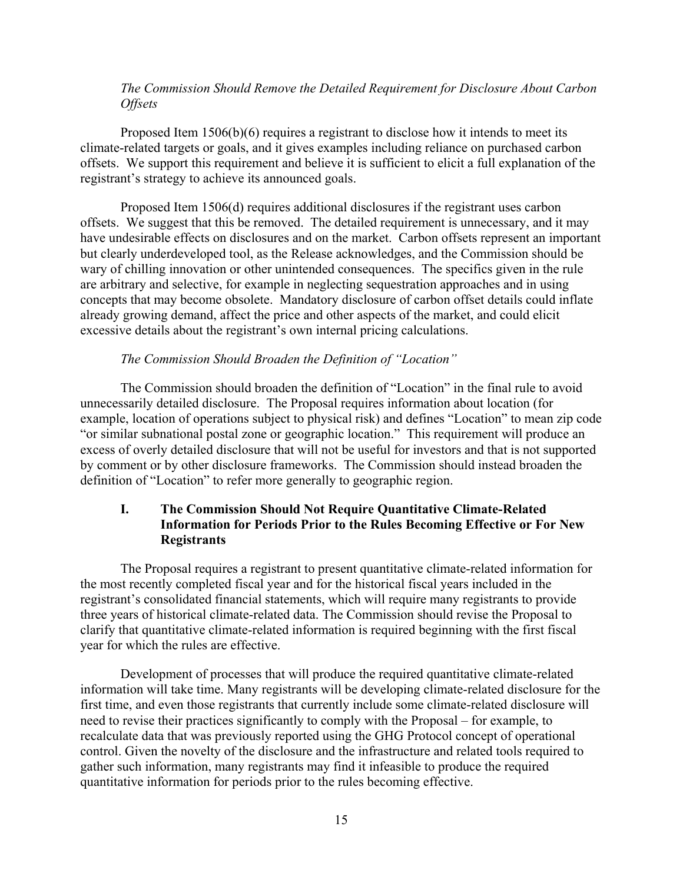*The Commission Should Remove the Detailed Requirement for Disclosure About Carbon Offsets*

Proposed Item 1506(b)(6) requires a registrant to disclose how it intends to meet its climate-related targets or goals, and it gives examples including reliance on purchased carbon offsets. We support this requirement and believe it is sufficient to elicit a full explanation of the registrant's strategy to achieve its announced goals.

Proposed Item 1506(d) requires additional disclosures if the registrant uses carbon offsets. We suggest that this be removed. The detailed requirement is unnecessary, and it may have undesirable effects on disclosures and on the market. Carbon offsets represent an important but clearly underdeveloped tool, as the Release acknowledges, and the Commission should be wary of chilling innovation or other unintended consequences. The specifics given in the rule are arbitrary and selective, for example in neglecting sequestration approaches and in using concepts that may become obsolete. Mandatory disclosure of carbon offset details could inflate already growing demand, affect the price and other aspects of the market, and could elicit excessive details about the registrant's own internal pricing calculations.

*The Commission Should Broaden the Definition of "Location"*

The Commission should broaden the definition of "Location" in the final rule to avoid unnecessarily detailed disclosure. The Proposal requires information about location (for example, location of operations subject to physical risk) and defines "Location" to mean zip code "or similar subnational postal zone or geographic location." This requirement will produce an excess of overly detailed disclosure that will not be useful for investors and that is not supported by comment or by other disclosure frameworks. The Commission should instead broaden the definition of "Location" to refer more generally to geographic region.

## I. The Commission Should Not Require Quantitative Climate-Related Information for Periods Prior to the Rules Becoming Effective or For New Registrants

The Proposal requires a registrant to present quantitative climate-related information for the most recently completed fiscal year and for the historical fiscal years included in the registrant's consolidated financial statements, which will require many registrants to provide three years of historical climate-related data. The Commission should revise the Proposal to clarify that quantitative climate-related information is required beginning with the first fiscal year for which the rules are effective.

Development of processes that will produce the required quantitative climate-related information will take time. Many registrants will be developing climate-related disclosure for the first time, and even those registrants that currently include some climate-related disclosure will need to revise their practices significantly to comply with the Proposal – for example, to recalculate data that was previously reported using the GHG Protocol concept of operational control. Given the novelty of the disclosure and the infrastructure and related tools required to gather such information, many registrants may find it infeasible to produce the required quantitative information for periods prior to the rules becoming effective.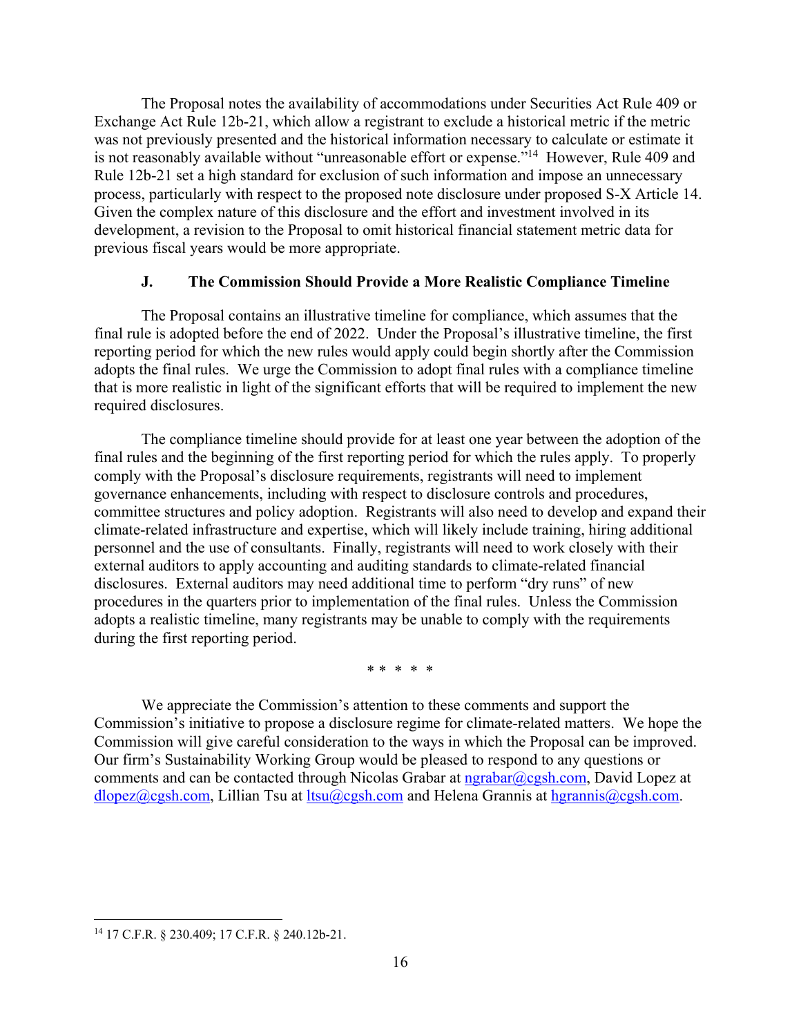The Proposal notes the availability of accommodations under Securities Act Rule 409 or Exchange Act Rule 12b-21, which allow a registrant to exclude a historical metric if the metric was not previously presented and the historical information necessary to calculate or estimate it is not reasonably available without "unreasonable effort or expense."[14] However, Rule 409 and Rule 12b-21 set a high standard for exclusion of such information and impose an unnecessary process, particularly with respect to the proposed note disclosure under proposed S-X Article 14. Given the complex nature of this disclosure and the effort and investment involved in its development, a revision to the Proposal to omit historical financial statement metric data for previous fiscal years would be more appropriate.

### J. The Commission Should Provide a More Realistic Compliance Timeline

The Proposal contains an illustrative timeline for compliance, which assumes that the final rule is adopted before the end of 2022. Under the Proposal's illustrative timeline, the first reporting period for which the new rules would apply could begin shortly after the Commission adopts the final rules. We urge the Commission to adopt final rules with a compliance timeline that is more realistic in light of the significant efforts that will be required to implement the new required disclosures.

The compliance timeline should provide for at least one year between the adoption of the final rules and the beginning of the first reporting period for which the rules apply. To properly comply with the Proposal's disclosure requirements, registrants will need to implement governance enhancements, including with respect to disclosure controls and procedures, committee structures and policy adoption. Registrants will also need to develop and expand their climate-related infrastructure and expertise, which will likely include training, hiring additional personnel and the use of consultants. Finally, registrants will need to work closely with their external auditors to apply accounting and auditing standards to climate-related financial disclosures. External auditors may need additional time to perform "dry runs" of new procedures in the quarters prior to implementation of the final rules. Unless the Commission adopts a realistic timeline, many registrants may be unable to comply with the requirements during the first reporting period.

* * * * *

We appreciate the Commission's attention to these comments and support the Commission's initiative to propose a disclosure regime for climate-related matters. We hope the Commission will give careful consideration to the ways in which the Proposal can be improved. Our firm's Sustainability Working Group would be pleased to respond to any questions or comments and can be contacted through Nicolas Grabar at ngrabar@cgsh.com, David Lopez at dlopez@cgsh.com, Lillian Tsu at ltsu@cgsh.com and Helena Grannis at hgrannis@cgsh.com.

---

[14] 17 C.F.R. § 230.409; 17 C.F.R. § 240.12b-21.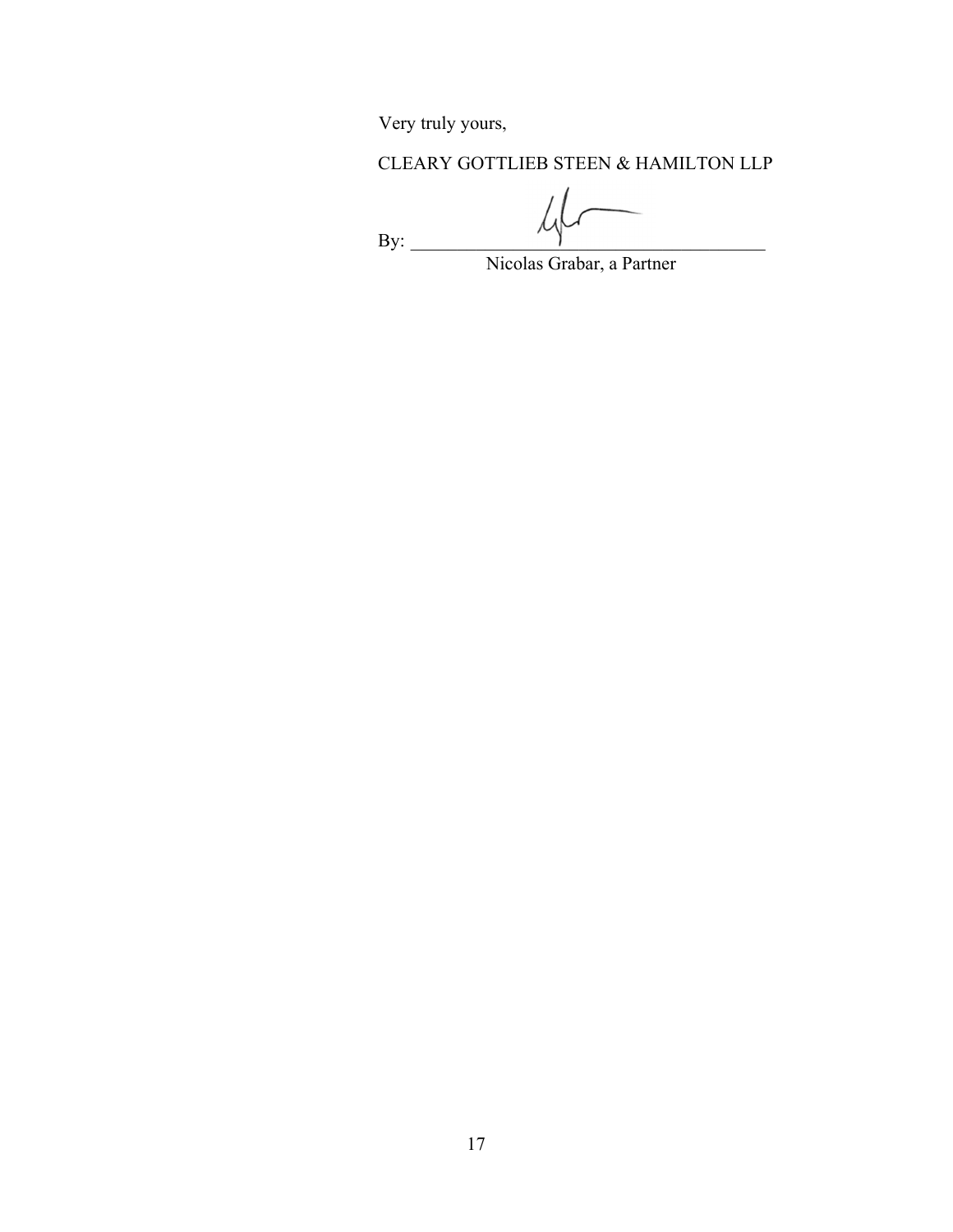Very truly yours,

CLEARY GOTTLIEB STEEN & HAMILTON LLP

By: ________________________________________

Nicolas Grabar, a Partner